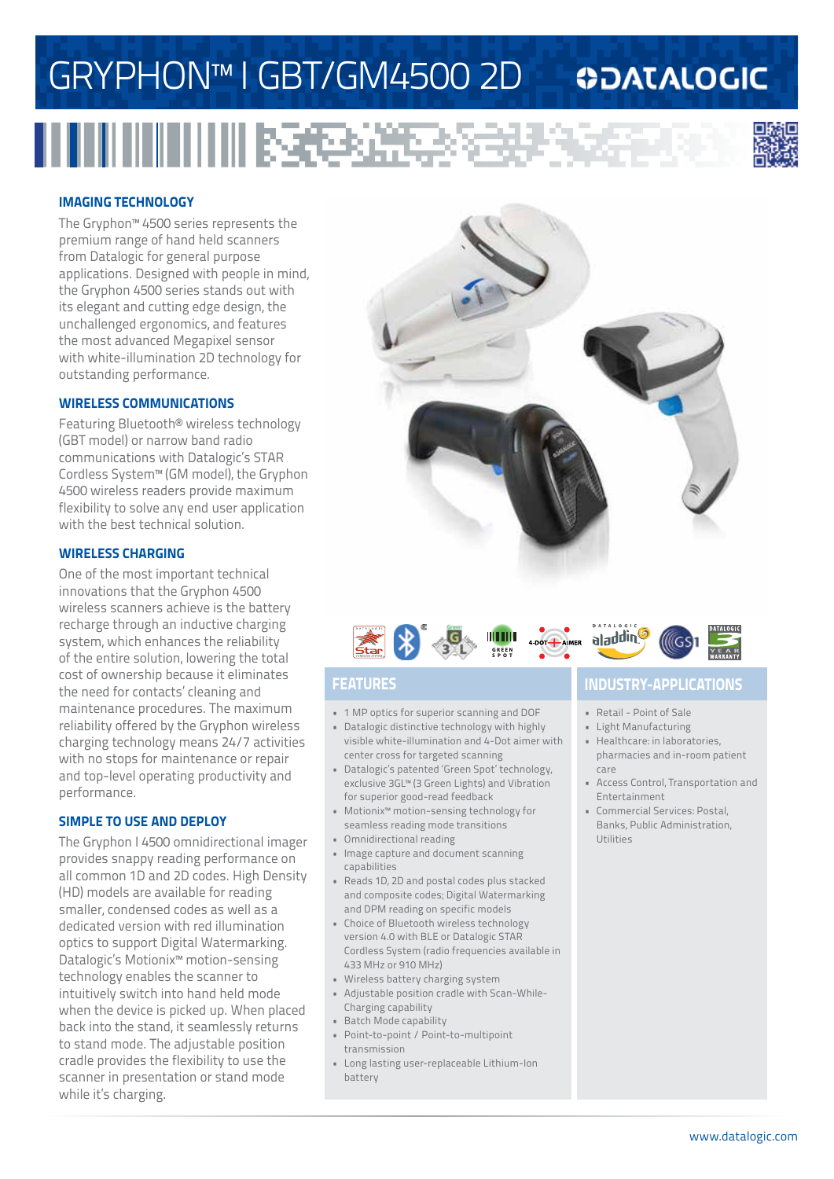# GRYPHON™ I GBT/GM4500 2D

DATALOGIC

## IMAGING TECHNOLOGY

The Gryphon™ 4500 series represents the premium range of hand held scanners from Datalogic for general purpose applications. Designed with people in mind, the Gryphon 4500 series stands out with its elegant and cutting edge design, the unchallenged ergonomics, and features the most advanced Megapixel sensor with white-illumination 2D technology for outstanding performance.

## WIRELESS COMMUNICATIONS

Featuring Bluetooth® wireless technology (GBT model) or narrow band radio communications with Datalogic's STAR Cordless System™ (GM model), the Gryphon 4500 wireless readers provide maximum flexibility to solve any end user application with the best technical solution.

## WIRELESS CHARGING

One of the most important technical innovations that the Gryphon 4500 wireless scanners achieve is the battery recharge through an inductive charging system, which enhances the reliability of the entire solution, lowering the total cost of ownership because it eliminates the need for contacts' cleaning and maintenance procedures. The maximum reliability offered by the Gryphon wireless charging technology means 24/7 activities with no stops for maintenance or repair and top-level operating productivity and performance.

## SIMPLE TO USE AND DEPLOY

The Gryphon I 4500 omnidirectional imager provides snappy reading performance on all common 1D and 2D codes. High Density (HD) models are available for reading smaller, condensed codes as well as a dedicated version with red illumination optics to support Digital Watermarking. Datalogic's Motionix™ motion-sensing technology enables the scanner to intuitively switch into hand held mode when the device is picked up. When placed back into the stand, it seamlessly returns to stand mode. The adjustable position cradle provides the flexibility to use the scanner in presentation or stand mode while it's charging.

## FEATURES

- 1 MP optics for superior scanning and DOF
- Datalogic distinctive technology with highly visible white-illumination and 4-Dot aimer with center cross for targeted scanning
- Datalogic's patented 'Green Spot' technology, exclusive 3GL™ (3 Green Lights) and Vibration for superior good-read feedback
- Motionix™ motion-sensing technology for seamless reading mode transitions
- Omnidirectional reading
- Image capture and document scanning capabilities
- Reads 1D, 2D and postal codes plus stacked and composite codes; Digital Watermarking and DPM reading on specific models
- Choice of Bluetooth wireless technology version 4.0 with BLE or Datalogic STAR Cordless System (radio frequencies available in 433 MHz or 910 MHz)
- Wireless battery charging system
- Adjustable position cradle with Scan-While-Charging capability
- Batch Mode capability
- Point-to-point / Point-to-multipoint transmission
- Long lasting user-replaceable Lithium-Ion battery

## INDUSTRY-APPLICATIONS

- Retail - Point of Sale
- Light Manufacturing
- Healthcare: in laboratories, pharmacies and in-room patient care
- Access Control, Transportation and Entertainment
- Commercial Services: Postal, Banks, Public Administration, Utilities

www.datalogic.com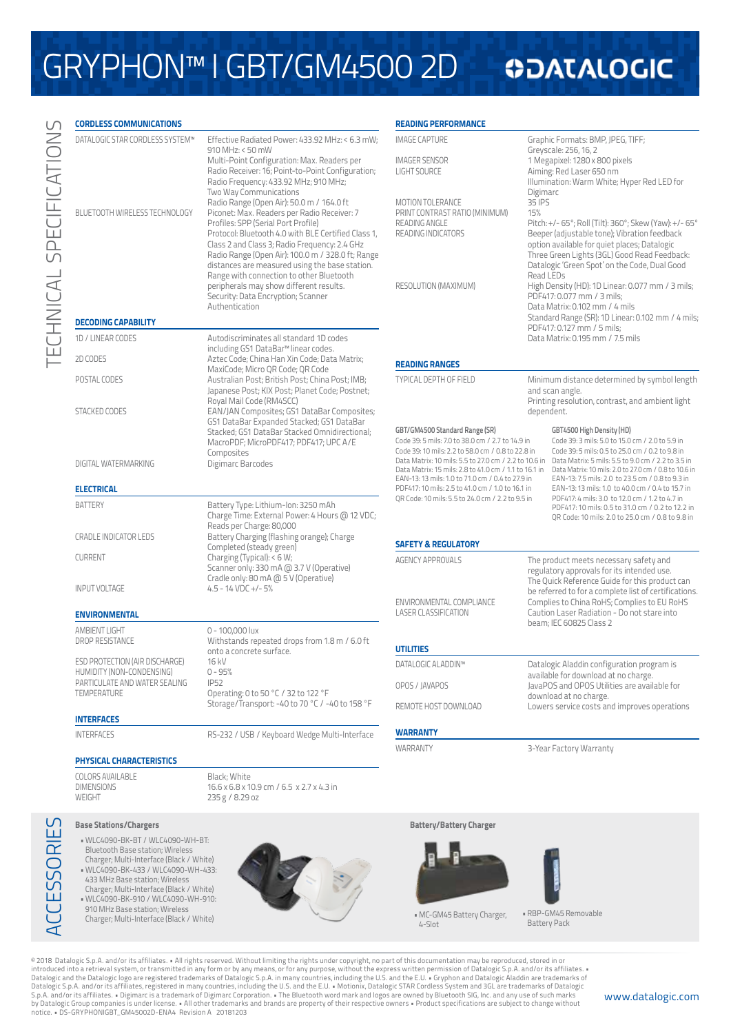# GRYPHON™ I GBT/GM4500 2D

DATALOGIC

## TECHNICAL SPECIFICATIONS

### CORDLESS COMMUNICATIONS

| | |
|---|---|
| DATALOGIC STAR CORDLESS SYSTEM™ | Effective Radiated Power: 433.92 MHz: < 6.3 mW; 910 MHz: < 50 mW<br>Multi-Point Configuration: Max. Readers per Radio Receiver: 16; Point-to-Point Configuration; Radio Frequency: 433.92 MHz; 910 MHz; Two Way Communications<br>Radio Range (Open Air): 50.0 m / 164.0 ft |
| BLUETOOTH WIRELESS TECHNOLOGY | Piconet: Max. Readers per Radio Receiver: 7<br>Profiles: SPP (Serial Port Profile)<br>Protocol: Bluetooth 4.0 with BLE Certified Class 1, Class 2 and Class 3; Radio Frequency: 2.4 GHz<br>Radio Range (Open Air): 100.0 m / 328.0 ft; Range distances are measured using the base station. Range with connection to other Bluetooth peripherals may show different results.<br>Security: Data Encryption; Scanner Authentication |

### DECODING CAPABILITY

| | |
|---|---|
| 1D / LINEAR CODES | Autodiscriminates all standard 1D codes including GS1 DataBar™ linear codes. |
| 2D CODES | Aztec Code; China Han Xin Code; Data Matrix; MaxiCode; Micro QR Code; QR Code |
| POSTAL CODES | Australian Post; British Post; China Post; IMB; Japanese Post; KIX Post; Planet Code; Postnet; Royal Mail Code (RM4SCC) |
| STACKED CODES | EAN/JAN Composites; GS1 DataBar Composites; GS1 DataBar Expanded Stacked; GS1 DataBar Stacked; GS1 DataBar Stacked Omnidirectional; MacroPDF; MicroPDF417; PDF417; UPC A/E Composites |
| DIGITAL WATERMARKING | Digimarc Barcodes |

### ELECTRICAL

| | |
|---|---|
| BATTERY | Battery Type: Lithium-Ion: 3250 mAh<br>Charge Time: External Power: 4 Hours @ 12 VDC; Reads per Charge: 80,000 |
| CRADLE INDICATOR LEDS | Battery Charging (flashing orange); Charge Completed (steady green) |
| CURRENT | Charging (Typical): < 6 W;<br>Scanner only: 330 mA @ 3.7 V (Operative)<br>Cradle only: 80 mA @ 5 V (Operative) |
| INPUT VOLTAGE | 4.5 - 14 VDC +/- 5% |

### ENVIRONMENTAL

| | |
|---|---|
| AMBIENT LIGHT | 0 - 100,000 lux |
| DROP RESISTANCE | Withstands repeated drops from 1.8 m / 6.0 ft onto a concrete surface. |
| ESD PROTECTION (AIR DISCHARGE) | 16 kV |
| HUMIDITY (NON-CONDENSING) | 0 - 95% |
| PARTICULATE AND WATER SEALING | IP52 |
| TEMPERATURE | Operating: 0 to 50 °C / 32 to 122 °F<br>Storage/Transport: -40 to 70 °C / -40 to 158 °F |

### INTERFACES

| | |
|---|---|
| INTERFACES | RS-232 / USB / Keyboard Wedge Multi-Interface |

### PHYSICAL CHARACTERISTICS

| | |
|---|---|
| COLORS AVAILABLE | Black; White |
| DIMENSIONS | 16.6 x 6.8 x 10.9 cm / 6.5 x 2.7 x 4.3 in |
| WEIGHT | 235 g / 8.29 oz |

### READING PERFORMANCE

| | |
|---|---|
| IMAGE CAPTURE | Graphic Formats: BMP, JPEG, TIFF; Greyscale: 256, 16, 2 |
| IMAGER SENSOR | 1 Megapixel: 1280 x 800 pixels |
| LIGHT SOURCE | Aiming: Red Laser 650 nm<br>Illumination: Warm White; Hyper Red LED for Digimarc |
| MOTION TOLERANCE | 35 IPS |
| PRINT CONTRAST RATIO (MINIMUM) | 15% |
| READING ANGLE | Pitch: +/- 65°; Roll (Tilt): 360°; Skew (Yaw): +/- 65° |
| READING INDICATORS | Beeper (adjustable tone); Vibration feedback option available for quiet places; Datalogic Three Green Lights (3GL) Good Read Feedback: Datalogic 'Green Spot' on the Code, Dual Good Read LEDs |
| RESOLUTION (MAXIMUM) | High Density (HD): 1D Linear: 0.077 mm / 3 mils; PDF417: 0.077 mm / 3 mils;<br>Data Matrix: 0.102 mm / 4 mils<br>Standard Range (SR): 1D Linear: 0.102 mm / 4 mils; PDF417: 0.127 mm / 5 mils;<br>Data Matrix: 0.195 mm / 7.5 mils |

### READING RANGES

| | |
|---|---|
| TYPICAL DEPTH OF FIELD | Minimum distance determined by symbol length and scan angle.<br>Printing resolution, contrast, and ambient light dependent. |

**GBT/GM4500 Standard Range (SR)**

- Code 39: 5 mils: 7.0 to 38.0 cm / 2.7 to 14.9 in
- Code 39: 10 mils: 2.2 to 58.0 cm / 0.8 to 22.8 in
- Data Matrix: 10 mils: 5.5 to 27.0 cm / 2.2 to 10.6 in
- Data Matrix: 15 mils: 2.8 to 41.0 cm / 1.1 to 16.1 in
- EAN-13: 13 mils: 1.0 to 71.0 cm / 0.4 to 27.9 in
- PDF417: 10 mils: 2.5 to 41.0 cm / 1.0 to 16.1 in
- QR Code: 10 mils: 5.5 to 24.0 cm / 2.2 to 9.5 in

**GBT4500 High Density (HD)**

- Code 39: 3 mils: 5.0 to 15.0 cm / 2.0 to 5.9 in
- Code 39: 5 mils: 0.5 to 25.0 cm / 0.2 to 9.8 in
- Data Matrix: 5 mils: 5.5 to 9.0 cm / 2.2 to 3.5 in
- Data Matrix: 10 mils: 2.0 to 27.0 cm / 0.8 to 10.6 in
- EAN-13: 7.5 mils: 2.0 to 23.5 cm / 0.8 to 9.3 in
- EAN-13: 13 mils: 1.0 to 40.0 cm / 0.4 to 15.7 in
- PDF417: 4 mils: 3.0 to 12.0 cm / 1.2 to 4.7 in
- PDF417: 10 mils: 0.5 to 31.0 cm / 0.2 to 12.2 in
- QR Code: 10 mils: 2.0 to 25.0 cm / 0.8 to 9.8 in

### SAFETY & REGULATORY

| | |
|---|---|
| AGENCY APPROVALS | The product meets necessary safety and regulatory approvals for its intended use.<br>The Quick Reference Guide for this product can be referred to for a complete list of certifications. |
| ENVIRONMENTAL COMPLIANCE | Complies to China RoHS; Complies to EU RoHS |
| LASER CLASSIFICATION | Caution Laser Radiation - Do not stare into beam; IEC 60825 Class 2 |

### UTILITIES

| | |
|---|---|
| DATALOGIC ALADDIN™ | Datalogic Aladdin configuration program is available for download at no charge. |
| OPOS / JAVAPOS | JavaPOS and OPOS Utilities are available for download at no charge. |
| REMOTE HOST DOWNLOAD | Lowers service costs and improves operations |

### WARRANTY

| | |
|---|---|
| WARRANTY | 3-Year Factory Warranty |

## ACCESSORIES

**Base Stations/Chargers**

- WLC4090-BK-BT / WLC4090-WH-BT: Bluetooth Base station; Wireless Charger; Multi-Interface (Black / White)
- WLC4090-BK-433 / WLC4090-WH-433: 433 MHz Base station; Wireless Charger; Multi-Interface (Black / White)
- WLC4090-BK-910 / WLC4090-WH-910: 910 MHz Base station; Wireless Charger; Multi-Interface (Black / White)

**Battery/Battery Charger**

- MC-GM45 Battery Charger, 4-Slot
- RBP-GM45 Removable Battery Pack

© 2018 Datalogic S.p.A. and/or its affiliates. • All rights reserved. Without limiting the rights under copyright, no part of this documentation may be reproduced, stored in or introduced into a retrieval system, or transmitted in any form or by any means, or for any purpose, without the express written permission of Datalogic S.p.A. and/or its affiliates. • Datalogic and the Datalogic logo are registered trademarks of Datalogic S.p.A. in many countries, including the U.S. and the E.U. • Gryphon and Datalogic Aladdin are trademarks of Datalogic S.p.A. and/or its affiliates, registered in many countries, including the U.S. and the E.U. • Motionix, Datalogic STAR Cordless System and 3GL are trademarks of Datalogic S.p.A. and/or its affiliates. • Digimarc is a trademark of Digimarc Corporation. • The Bluetooth word mark and logos are owned by Bluetooth SIG, Inc. and any use of such marks by Datalogic Group companies is under license. • All other trademarks and brands are property of their respective owners • Product specifications are subject to change without notice. • DS-GRYPHONIGBT_GM45002D-ENA4 Revision A 20181203

www.datalogic.com